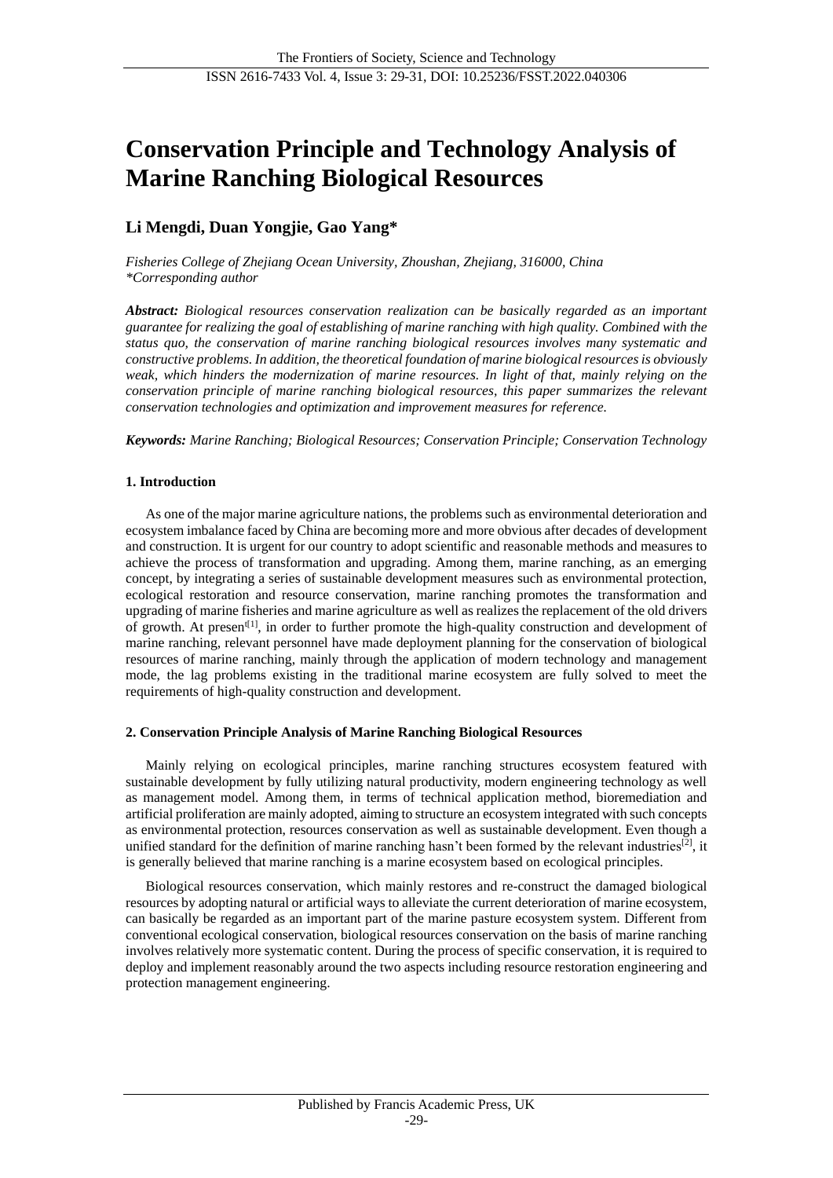# Conservation Principle and Technology Analysis of Marine Ranching Biological Resources

**Li Mengdi, Duan Yongjie, Gao Yang***

*Fisheries College of Zhejiang Ocean University, Zhoushan, Zhejiang, 316000, China*
*\*Corresponding author*

***Abstract:*** *Biological resources conservation realization can be basically regarded as an important guarantee for realizing the goal of establishing of marine ranching with high quality. Combined with the status quo, the conservation of marine ranching biological resources involves many systematic and constructive problems. In addition, the theoretical foundation of marine biological resources is obviously weak, which hinders the modernization of marine resources. In light of that, mainly relying on the conservation principle of marine ranching biological resources, this paper summarizes the relevant conservation technologies and optimization and improvement measures for reference.*

***Keywords:*** *Marine Ranching; Biological Resources; Conservation Principle; Conservation Technology*

## 1. Introduction

As one of the major marine agriculture nations, the problems such as environmental deterioration and ecosystem imbalance faced by China are becoming more and more obvious after decades of development and construction. It is urgent for our country to adopt scientific and reasonable methods and measures to achieve the process of transformation and upgrading. Among them, marine ranching, as an emerging concept, by integrating a series of sustainable development measures such as environmental protection, ecological restoration and resource conservation, marine ranching promotes the transformation and upgrading of marine fisheries and marine agriculture as well as realizes the replacement of the old drivers of growth. At presen[1], in order to further promote the high-quality construction and development of marine ranching, relevant personnel have made deployment planning for the conservation of biological resources of marine ranching, mainly through the application of modern technology and management mode, the lag problems existing in the traditional marine ecosystem are fully solved to meet the requirements of high-quality construction and development.

## 2. Conservation Principle Analysis of Marine Ranching Biological Resources

Mainly relying on ecological principles, marine ranching structures ecosystem featured with sustainable development by fully utilizing natural productivity, modern engineering technology as well as management model. Among them, in terms of technical application method, bioremediation and artificial proliferation are mainly adopted, aiming to structure an ecosystem integrated with such concepts as environmental protection, resources conservation as well as sustainable development. Even though a unified standard for the definition of marine ranching hasn't been formed by the relevant industries[2], it is generally believed that marine ranching is a marine ecosystem based on ecological principles.

Biological resources conservation, which mainly restores and re-construct the damaged biological resources by adopting natural or artificial ways to alleviate the current deterioration of marine ecosystem, can basically be regarded as an important part of the marine pasture ecosystem system. Different from conventional ecological conservation, biological resources conservation on the basis of marine ranching involves relatively more systematic content. During the process of specific conservation, it is required to deploy and implement reasonably around the two aspects including resource restoration engineering and protection management engineering.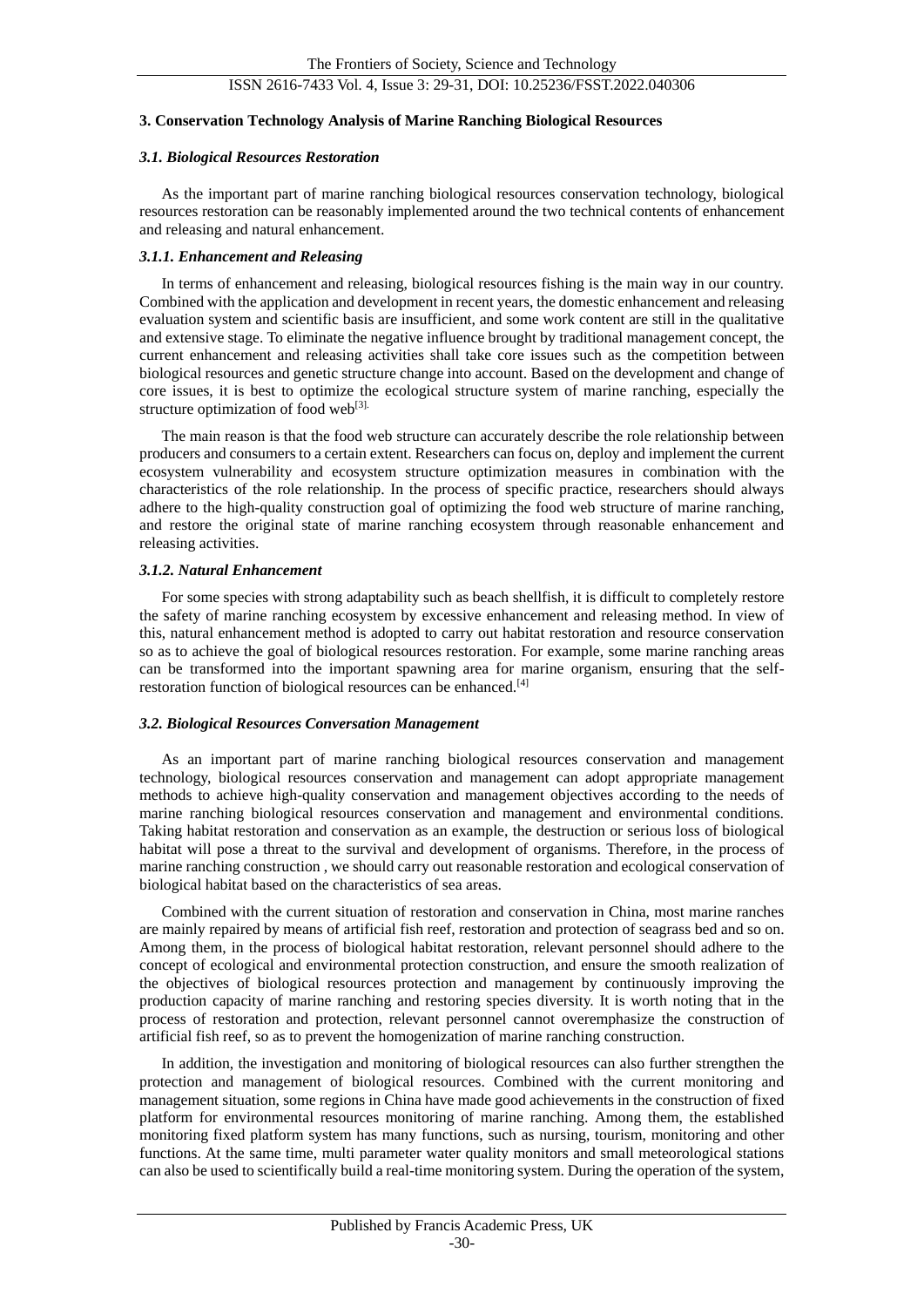## 3. Conservation Technology Analysis of Marine Ranching Biological Resources

### *3.1. Biological Resources Restoration*

As the important part of marine ranching biological resources conservation technology, biological resources restoration can be reasonably implemented around the two technical contents of enhancement and releasing and natural enhancement.

#### *3.1.1. Enhancement and Releasing*

In terms of enhancement and releasing, biological resources fishing is the main way in our country. Combined with the application and development in recent years, the domestic enhancement and releasing evaluation system and scientific basis are insufficient, and some work content are still in the qualitative and extensive stage. To eliminate the negative influence brought by traditional management concept, the current enhancement and releasing activities shall take core issues such as the competition between biological resources and genetic structure change into account. Based on the development and change of core issues, it is best to optimize the ecological structure system of marine ranching, especially the structure optimization of food web[3].

The main reason is that the food web structure can accurately describe the role relationship between producers and consumers to a certain extent. Researchers can focus on, deploy and implement the current ecosystem vulnerability and ecosystem structure optimization measures in combination with the characteristics of the role relationship. In the process of specific practice, researchers should always adhere to the high-quality construction goal of optimizing the food web structure of marine ranching, and restore the original state of marine ranching ecosystem through reasonable enhancement and releasing activities.

#### *3.1.2. Natural Enhancement*

For some species with strong adaptability such as beach shellfish, it is difficult to completely restore the safety of marine ranching ecosystem by excessive enhancement and releasing method. In view of this, natural enhancement method is adopted to carry out habitat restoration and resource conservation so as to achieve the goal of biological resources restoration. For example, some marine ranching areas can be transformed into the important spawning area for marine organism, ensuring that the self-restoration function of biological resources can be enhanced.[4]

### *3.2. Biological Resources Conversation Management*

As an important part of marine ranching biological resources conservation and management technology, biological resources conservation and management can adopt appropriate management methods to achieve high-quality conservation and management objectives according to the needs of marine ranching biological resources conservation and management and environmental conditions. Taking habitat restoration and conservation as an example, the destruction or serious loss of biological habitat will pose a threat to the survival and development of organisms. Therefore, in the process of marine ranching construction , we should carry out reasonable restoration and ecological conservation of biological habitat based on the characteristics of sea areas.

Combined with the current situation of restoration and conservation in China, most marine ranches are mainly repaired by means of artificial fish reef, restoration and protection of seagrass bed and so on. Among them, in the process of biological habitat restoration, relevant personnel should adhere to the concept of ecological and environmental protection construction, and ensure the smooth realization of the objectives of biological resources protection and management by continuously improving the production capacity of marine ranching and restoring species diversity. It is worth noting that in the process of restoration and protection, relevant personnel cannot overemphasize the construction of artificial fish reef, so as to prevent the homogenization of marine ranching construction.

In addition, the investigation and monitoring of biological resources can also further strengthen the protection and management of biological resources. Combined with the current monitoring and management situation, some regions in China have made good achievements in the construction of fixed platform for environmental resources monitoring of marine ranching. Among them, the established monitoring fixed platform system has many functions, such as nursing, tourism, monitoring and other functions. At the same time, multi parameter water quality monitors and small meteorological stations can also be used to scientifically build a real-time monitoring system. During the operation of the system,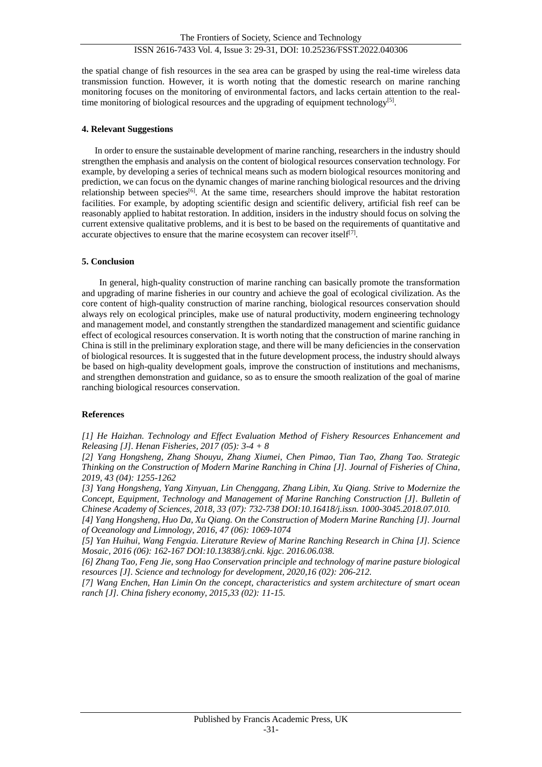the spatial change of fish resources in the sea area can be grasped by using the real-time wireless data transmission function. However, it is worth noting that the domestic research on marine ranching monitoring focuses on the monitoring of environmental factors, and lacks certain attention to the real-time monitoring of biological resources and the upgrading of equipment technology[5].

## 4. Relevant Suggestions

In order to ensure the sustainable development of marine ranching, researchers in the industry should strengthen the emphasis and analysis on the content of biological resources conservation technology. For example, by developing a series of technical means such as modern biological resources monitoring and prediction, we can focus on the dynamic changes of marine ranching biological resources and the driving relationship between species[6]. At the same time, researchers should improve the habitat restoration facilities. For example, by adopting scientific design and scientific delivery, artificial fish reef can be reasonably applied to habitat restoration. In addition, insiders in the industry should focus on solving the current extensive qualitative problems, and it is best to be based on the requirements of quantitative and accurate objectives to ensure that the marine ecosystem can recover itself[7].

## 5. Conclusion

In general, high-quality construction of marine ranching can basically promote the transformation and upgrading of marine fisheries in our country and achieve the goal of ecological civilization. As the core content of high-quality construction of marine ranching, biological resources conservation should always rely on ecological principles, make use of natural productivity, modern engineering technology and management model, and constantly strengthen the standardized management and scientific guidance effect of ecological resources conservation. It is worth noting that the construction of marine ranching in China is still in the preliminary exploration stage, and there will be many deficiencies in the conservation of biological resources. It is suggested that in the future development process, the industry should always be based on high-quality development goals, improve the construction of institutions and mechanisms, and strengthen demonstration and guidance, so as to ensure the smooth realization of the goal of marine ranching biological resources conservation.

## References

*[1] He Haizhan. Technology and Effect Evaluation Method of Fishery Resources Enhancement and Releasing [J]. Henan Fisheries, 2017 (05): 3-4 + 8*

*[2] Yang Hongsheng, Zhang Shouyu, Zhang Xiumei, Chen Pimao, Tian Tao, Zhang Tao. Strategic Thinking on the Construction of Modern Marine Ranching in China [J]. Journal of Fisheries of China, 2019, 43 (04): 1255-1262*

*[3] Yang Hongsheng, Yang Xinyuan, Lin Chenggang, Zhang Libin, Xu Qiang. Strive to Modernize the Concept, Equipment, Technology and Management of Marine Ranching Construction [J]. Bulletin of Chinese Academy of Sciences, 2018, 33 (07): 732-738 DOI:10.16418/j.issn. 1000-3045.2018.07.010.*

*[4] Yang Hongsheng, Huo Da, Xu Qiang. On the Construction of Modern Marine Ranching [J]. Journal of Oceanology and Limnology, 2016, 47 (06): 1069-1074*

*[5] Yan Huihui, Wang Fengxia. Literature Review of Marine Ranching Research in China [J]. Science Mosaic, 2016 (06): 162-167 DOI:10.13838/j.cnki. kjgc. 2016.06.038.*

*[6] Zhang Tao, Feng Jie, song Hao Conservation principle and technology of marine pasture biological resources [J]. Science and technology for development, 2020,16 (02): 206-212.*

*[7] Wang Enchen, Han Limin On the concept, characteristics and system architecture of smart ocean ranch [J]. China fishery economy, 2015,33 (02): 11-15.*